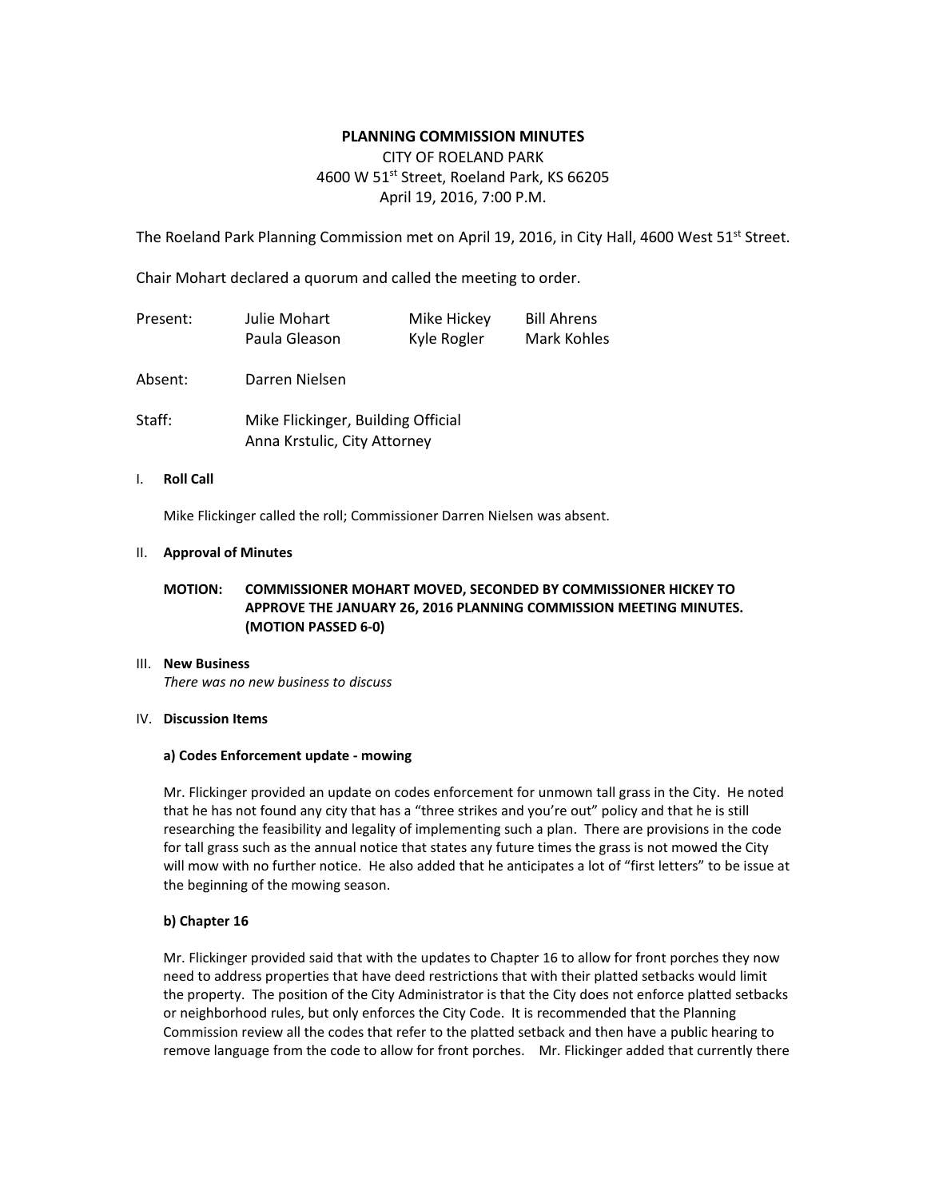# PLANNING COMMISSION MINUTES

CITY OF ROELAND PARK
4600 W 51st Street, Roeland Park, KS 66205
April 19, 2016, 7:00 P.M.

The Roeland Park Planning Commission met on April 19, 2016, in City Hall, 4600 West 51st Street.

Chair Mohart declared a quorum and called the meeting to order.

| | | | |
|---|---|---|---|
| Present: | Julie Mohart | Mike Hickey | Bill Ahrens |
| | Paula Gleason | Kyle Rogler | Mark Kohles |

Absent: Darren Nielsen

Staff: Mike Flickinger, Building Official
Anna Krstulic, City Attorney

I. **Roll Call**

Mike Flickinger called the roll; Commissioner Darren Nielsen was absent.

II. **Approval of Minutes**

**MOTION: COMMISSIONER MOHART MOVED, SECONDED BY COMMISSIONER HICKEY TO APPROVE THE JANUARY 26, 2016 PLANNING COMMISSION MEETING MINUTES. (MOTION PASSED 6-0)**

III. **New Business**

*There was no new business to discuss*

IV. **Discussion Items**

**a) Codes Enforcement update - mowing**

Mr. Flickinger provided an update on codes enforcement for unmown tall grass in the City. He noted that he has not found any city that has a "three strikes and you're out" policy and that he is still researching the feasibility and legality of implementing such a plan. There are provisions in the code for tall grass such as the annual notice that states any future times the grass is not mowed the City will mow with no further notice. He also added that he anticipates a lot of "first letters" to be issue at the beginning of the mowing season.

**b) Chapter 16**

Mr. Flickinger provided said that with the updates to Chapter 16 to allow for front porches they now need to address properties that have deed restrictions that with their platted setbacks would limit the property. The position of the City Administrator is that the City does not enforce platted setbacks or neighborhood rules, but only enforces the City Code. It is recommended that the Planning Commission review all the codes that refer to the platted setback and then have a public hearing to remove language from the code to allow for front porches. Mr. Flickinger added that currently there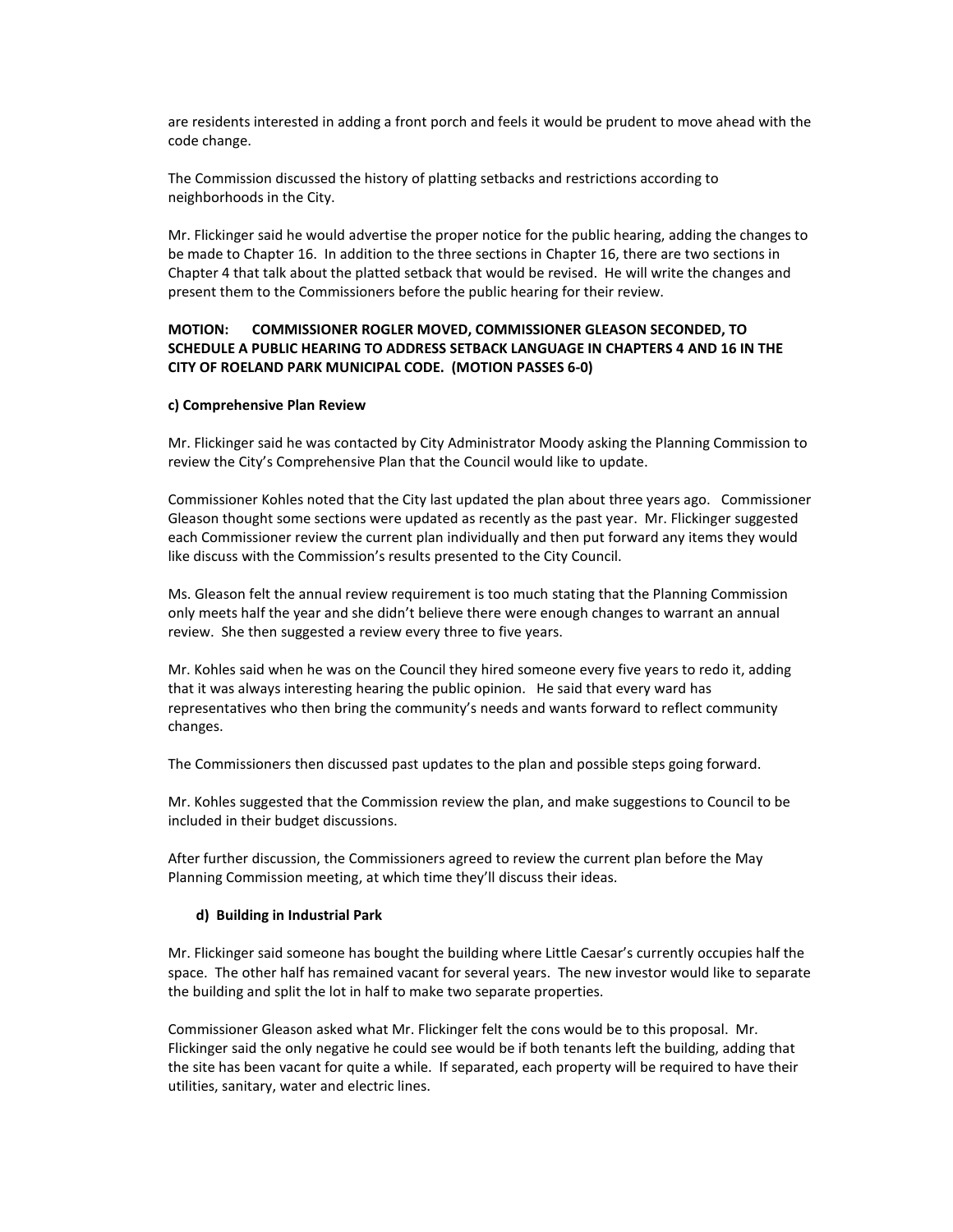are residents interested in adding a front porch and feels it would be prudent to move ahead with the code change.

The Commission discussed the history of platting setbacks and restrictions according to neighborhoods in the City.

Mr. Flickinger said he would advertise the proper notice for the public hearing, adding the changes to be made to Chapter 16. In addition to the three sections in Chapter 16, there are two sections in Chapter 4 that talk about the platted setback that would be revised. He will write the changes and present them to the Commissioners before the public hearing for their review.

**MOTION: COMMISSIONER ROGLER MOVED, COMMISSIONER GLEASON SECONDED, TO SCHEDULE A PUBLIC HEARING TO ADDRESS SETBACK LANGUAGE IN CHAPTERS 4 AND 16 IN THE CITY OF ROELAND PARK MUNICIPAL CODE. (MOTION PASSES 6-0)**

**c) Comprehensive Plan Review**

Mr. Flickinger said he was contacted by City Administrator Moody asking the Planning Commission to review the City's Comprehensive Plan that the Council would like to update.

Commissioner Kohles noted that the City last updated the plan about three years ago. Commissioner Gleason thought some sections were updated as recently as the past year. Mr. Flickinger suggested each Commissioner review the current plan individually and then put forward any items they would like discuss with the Commission's results presented to the City Council.

Ms. Gleason felt the annual review requirement is too much stating that the Planning Commission only meets half the year and she didn't believe there were enough changes to warrant an annual review. She then suggested a review every three to five years.

Mr. Kohles said when he was on the Council they hired someone every five years to redo it, adding that it was always interesting hearing the public opinion. He said that every ward has representatives who then bring the community's needs and wants forward to reflect community changes.

The Commissioners then discussed past updates to the plan and possible steps going forward.

Mr. Kohles suggested that the Commission review the plan, and make suggestions to Council to be included in their budget discussions.

After further discussion, the Commissioners agreed to review the current plan before the May Planning Commission meeting, at which time they'll discuss their ideas.

**d) Building in Industrial Park**

Mr. Flickinger said someone has bought the building where Little Caesar's currently occupies half the space. The other half has remained vacant for several years. The new investor would like to separate the building and split the lot in half to make two separate properties.

Commissioner Gleason asked what Mr. Flickinger felt the cons would be to this proposal. Mr. Flickinger said the only negative he could see would be if both tenants left the building, adding that the site has been vacant for quite a while. If separated, each property will be required to have their utilities, sanitary, water and electric lines.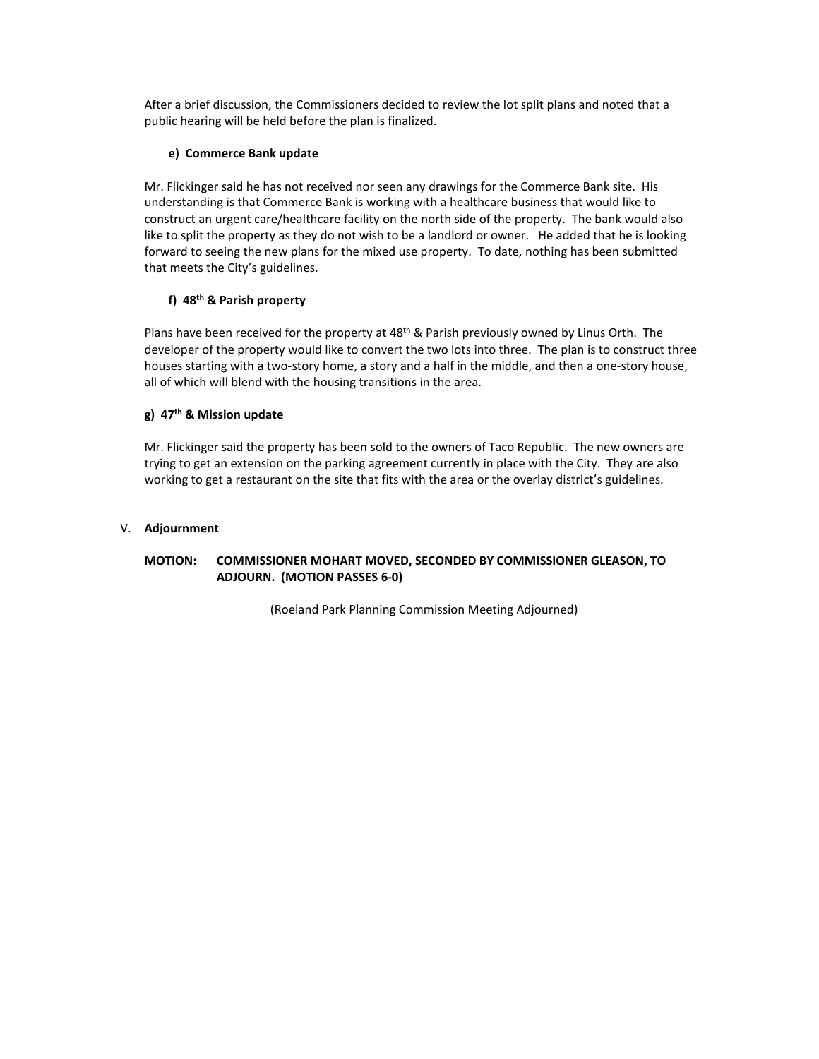After a brief discussion, the Commissioners decided to review the lot split plans and noted that a public hearing will be held before the plan is finalized.

**e) Commerce Bank update**

Mr. Flickinger said he has not received nor seen any drawings for the Commerce Bank site. His understanding is that Commerce Bank is working with a healthcare business that would like to construct an urgent care/healthcare facility on the north side of the property. The bank would also like to split the property as they do not wish to be a landlord or owner. He added that he is looking forward to seeing the new plans for the mixed use property. To date, nothing has been submitted that meets the City's guidelines.

**f) 48th & Parish property**

Plans have been received for the property at 48th & Parish previously owned by Linus Orth. The developer of the property would like to convert the two lots into three. The plan is to construct three houses starting with a two-story home, a story and a half in the middle, and then a one-story house, all of which will blend with the housing transitions in the area.

**g) 47th & Mission update**

Mr. Flickinger said the property has been sold to the owners of Taco Republic. The new owners are trying to get an extension on the parking agreement currently in place with the City. They are also working to get a restaurant on the site that fits with the area or the overlay district's guidelines.

V. **Adjournment**

**MOTION: COMMISSIONER MOHART MOVED, SECONDED BY COMMISSIONER GLEASON, TO ADJOURN. (MOTION PASSES 6-0)**

(Roeland Park Planning Commission Meeting Adjourned)